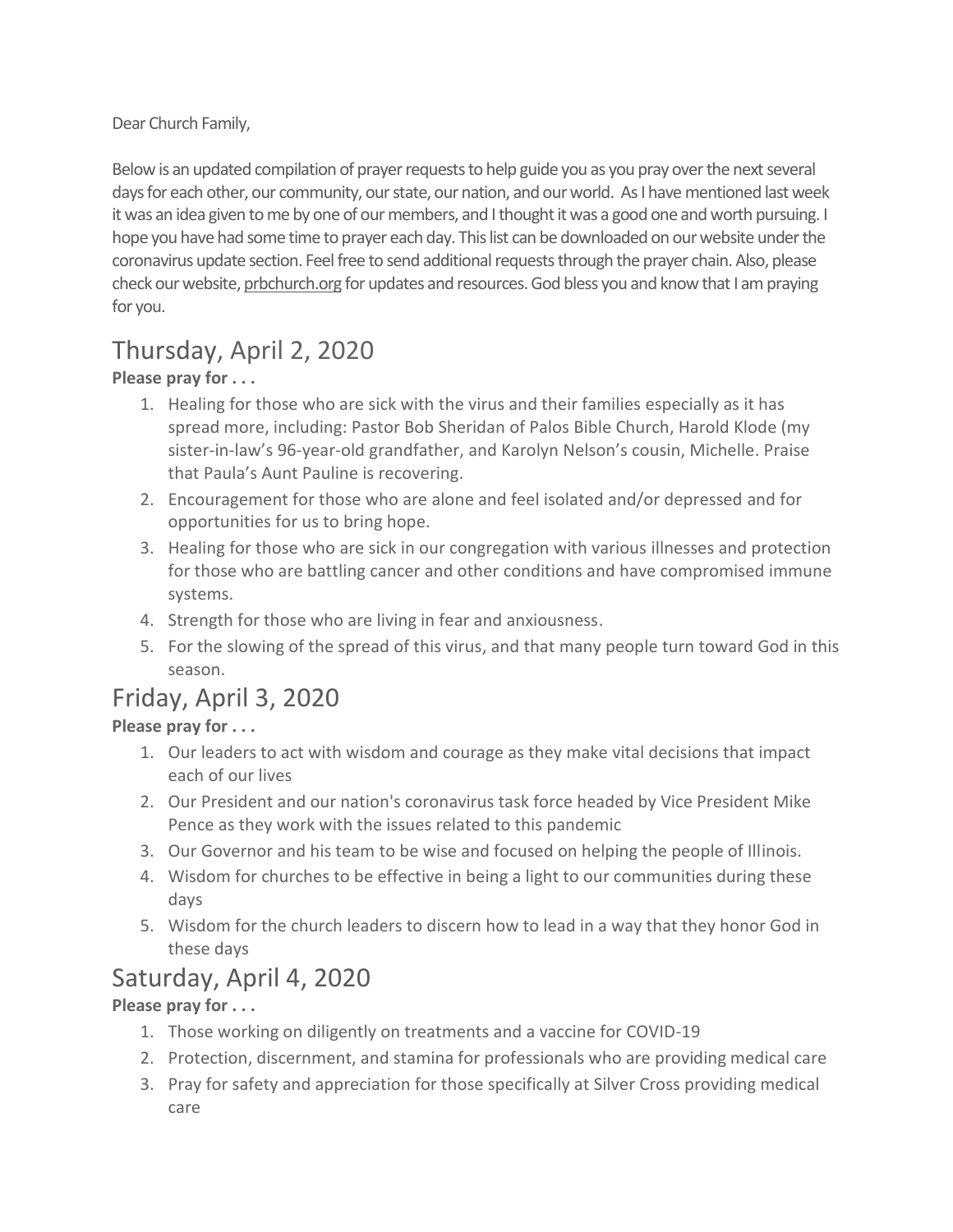Dear Church Family,

Below is an updated compilation of prayer requests to help guide you as you pray over the next several days for each other, our community, our state, our nation, and our world. As I have mentioned last week it was an idea given to me by one of our members, and I thought it was a good one and worth pursuing. I hope you have had some time to prayer each day. This list can be downloaded on our website under the coronavirus update section. Feel free to send additional requests through the prayer chain. Also, please check our website, prbchurch.org for updates and resources. God bless you and know that I am praying for you.

## Thursday, April 2, 2020

**Please pray for . . .**

1. Healing for those who are sick with the virus and their families especially as it has spread more, including: Pastor Bob Sheridan of Palos Bible Church, Harold Klode (my sister-in-law's 96-year-old grandfather, and Karolyn Nelson's cousin, Michelle. Praise that Paula's Aunt Pauline is recovering.
2. Encouragement for those who are alone and feel isolated and/or depressed and for opportunities for us to bring hope.
3. Healing for those who are sick in our congregation with various illnesses and protection for those who are battling cancer and other conditions and have compromised immune systems.
4. Strength for those who are living in fear and anxiousness.
5. For the slowing of the spread of this virus, and that many people turn toward God in this season.

## Friday, April 3, 2020

**Please pray for . . .**

1. Our leaders to act with wisdom and courage as they make vital decisions that impact each of our lives
2. Our President and our nation's coronavirus task force headed by Vice President Mike Pence as they work with the issues related to this pandemic
3. Our Governor and his team to be wise and focused on helping the people of Illinois.
4. Wisdom for churches to be effective in being a light to our communities during these days
5. Wisdom for the church leaders to discern how to lead in a way that they honor God in these days

## Saturday, April 4, 2020

**Please pray for . . .**

1. Those working on diligently on treatments and a vaccine for COVID-19
2. Protection, discernment, and stamina for professionals who are providing medical care
3. Pray for safety and appreciation for those specifically at Silver Cross providing medical care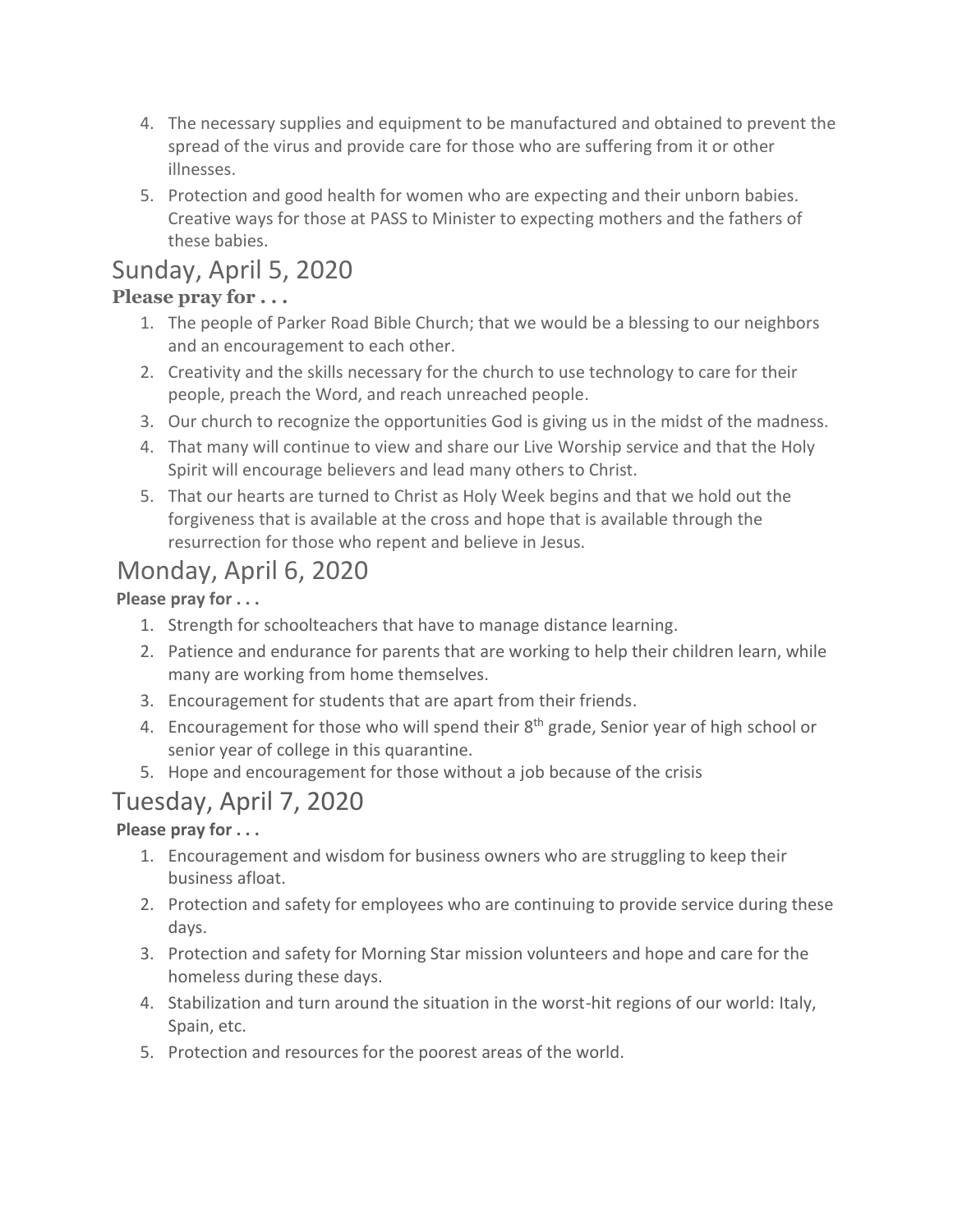4. The necessary supplies and equipment to be manufactured and obtained to prevent the spread of the virus and provide care for those who are suffering from it or other illnesses.
5. Protection and good health for women who are expecting and their unborn babies. Creative ways for those at PASS to Minister to expecting mothers and the fathers of these babies.

## Sunday, April 5, 2020

**Please pray for . . .**

1. The people of Parker Road Bible Church; that we would be a blessing to our neighbors and an encouragement to each other.
2. Creativity and the skills necessary for the church to use technology to care for their people, preach the Word, and reach unreached people.
3. Our church to recognize the opportunities God is giving us in the midst of the madness.
4. That many will continue to view and share our Live Worship service and that the Holy Spirit will encourage believers and lead many others to Christ.
5. That our hearts are turned to Christ as Holy Week begins and that we hold out the forgiveness that is available at the cross and hope that is available through the resurrection for those who repent and believe in Jesus.

## Monday, April 6, 2020

**Please pray for . . .**

1. Strength for schoolteachers that have to manage distance learning.
2. Patience and endurance for parents that are working to help their children learn, while many are working from home themselves.
3. Encouragement for students that are apart from their friends.
4. Encouragement for those who will spend their 8th grade, Senior year of high school or senior year of college in this quarantine.
5. Hope and encouragement for those without a job because of the crisis

## Tuesday, April 7, 2020

**Please pray for . . .**

1. Encouragement and wisdom for business owners who are struggling to keep their business afloat.
2. Protection and safety for employees who are continuing to provide service during these days.
3. Protection and safety for Morning Star mission volunteers and hope and care for the homeless during these days.
4. Stabilization and turn around the situation in the worst-hit regions of our world: Italy, Spain, etc.
5. Protection and resources for the poorest areas of the world.